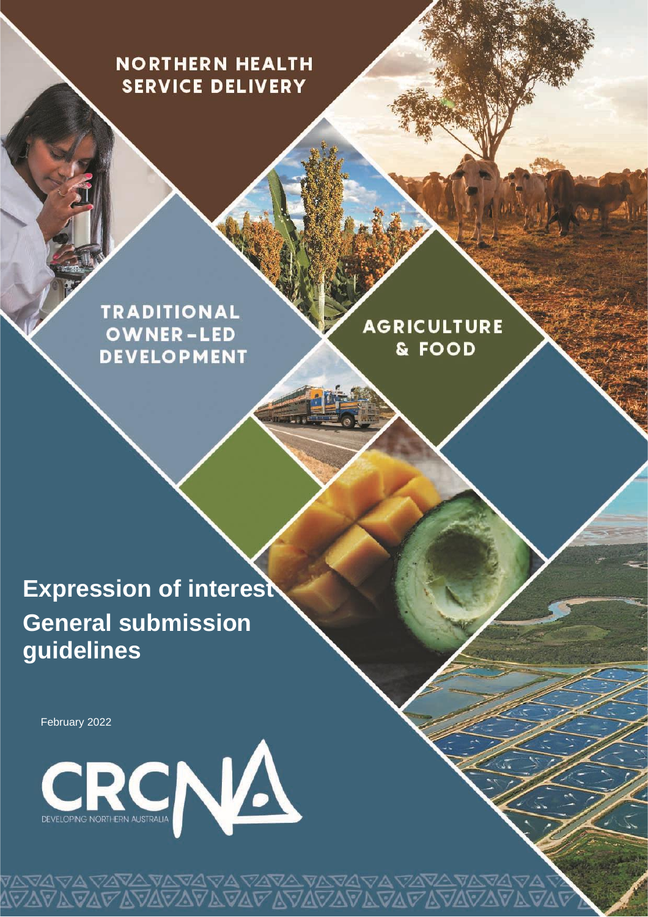NORTHERN HEALTH SERVICE DELIVERY

TRADITIONAL OWNER-LED DEVELOPMENT

AGRICULTURE & FOOD

# Expression of interest General submission guidelines

February 2022

CRCNA

DEVELOPING NORTHERN AUSTRALIA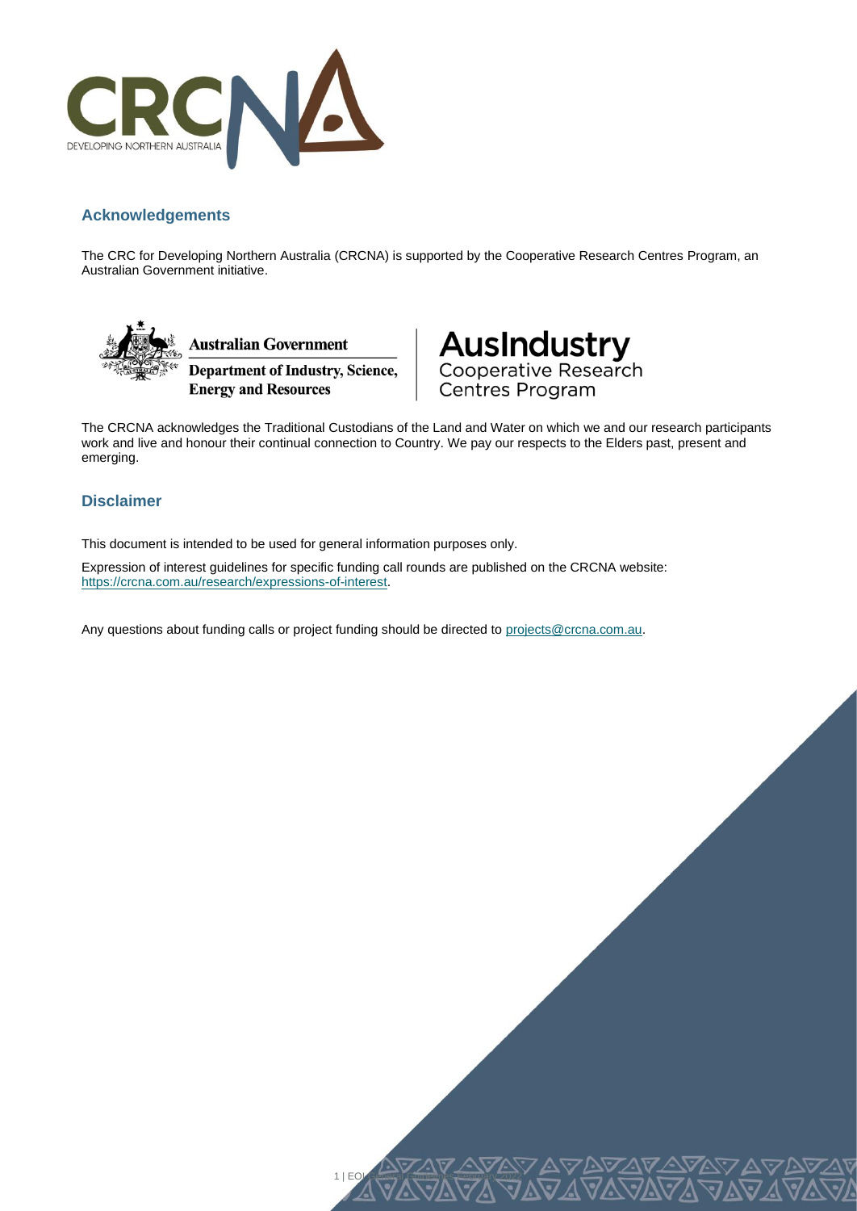## Acknowledgements

The CRC for Developing Northern Australia (CRCNA) is supported by the Cooperative Research Centres Program, an Australian Government initiative.

The CRCNA acknowledges the Traditional Custodians of the Land and Water on which we and our research participants work and live and honour their continual connection to Country. We pay our respects to the Elders past, present and emerging.

## Disclaimer

This document is intended to be used for general information purposes only.

Expression of interest guidelines for specific funding call rounds are published on the CRCNA website: https://crcna.com.au/research/expressions-of-interest.

Any questions about funding calls or project funding should be directed to projects@crcna.com.au.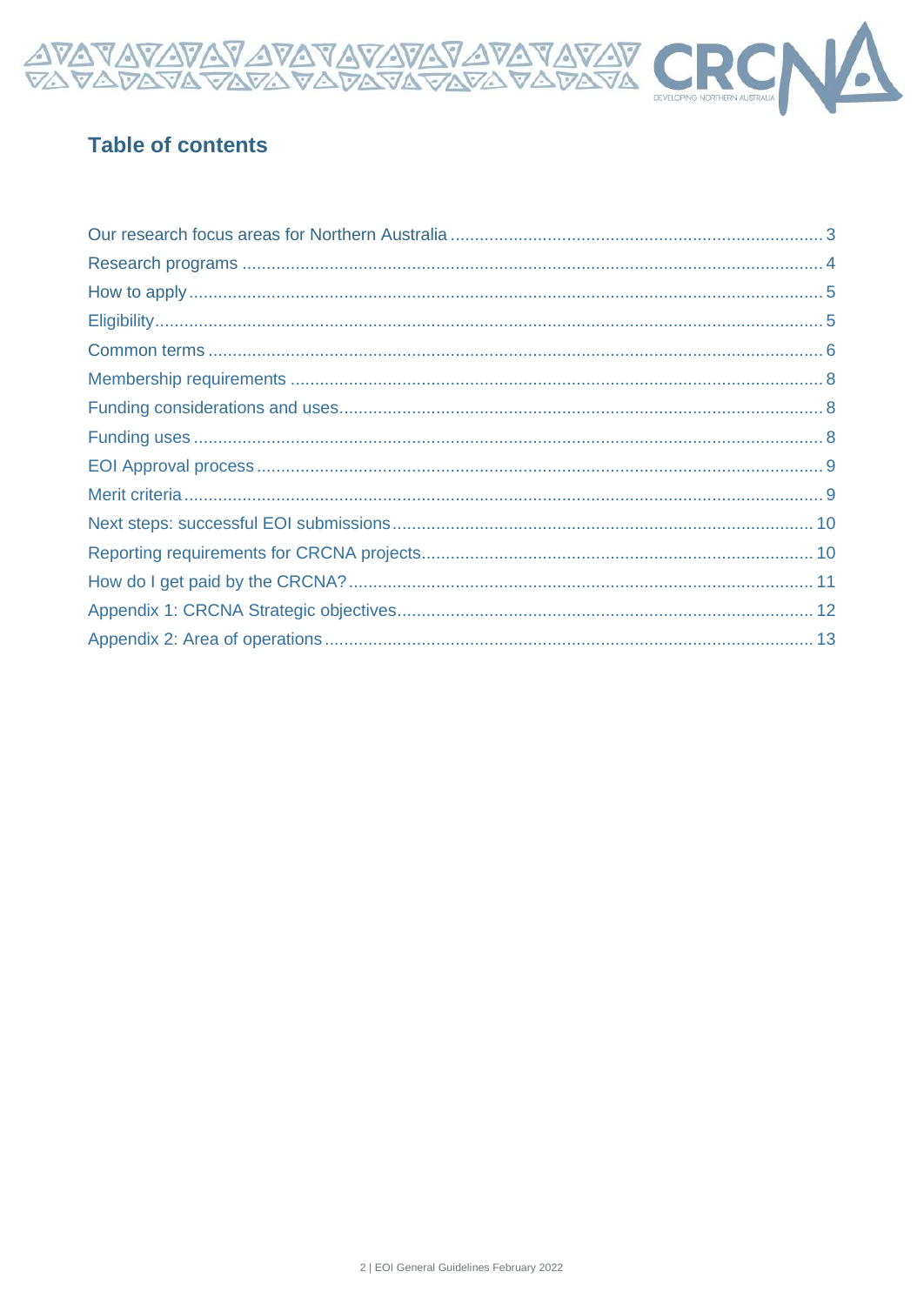## Table of contents

| | |
|---|---|
| Our research focus areas for Northern Australia | 3 |
| Research programs | 4 |
| How to apply | 5 |
| Eligibility | 5 |
| Common terms | 6 |
| Membership requirements | 8 |
| Funding considerations and uses | 8 |
| Funding uses | 8 |
| EOI Approval process | 9 |
| Merit criteria | 9 |
| Next steps: successful EOI submissions | 10 |
| Reporting requirements for CRCNA projects | 10 |
| How do I get paid by the CRCNA? | 11 |
| Appendix 1: CRCNA Strategic objectives | 12 |
| Appendix 2: Area of operations | 13 |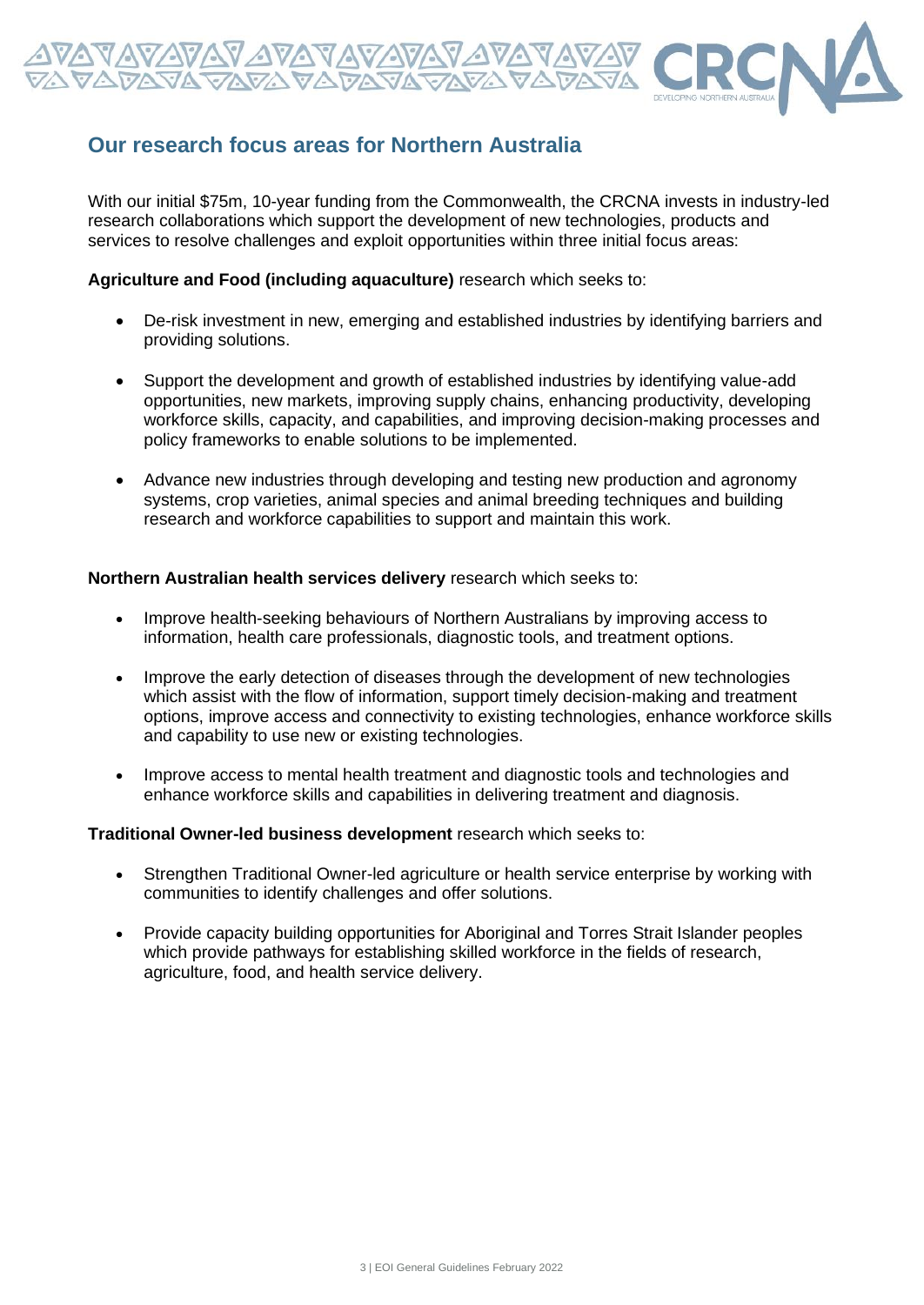## Our research focus areas for Northern Australia

With our initial $75m, 10-year funding from the Commonwealth, the CRCNA invests in industry-led research collaborations which support the development of new technologies, products and services to resolve challenges and exploit opportunities within three initial focus areas:

**Agriculture and Food (including aquaculture)** research which seeks to:

- De-risk investment in new, emerging and established industries by identifying barriers and providing solutions.
- Support the development and growth of established industries by identifying value-add opportunities, new markets, improving supply chains, enhancing productivity, developing workforce skills, capacity, and capabilities, and improving decision-making processes and policy frameworks to enable solutions to be implemented.
- Advance new industries through developing and testing new production and agronomy systems, crop varieties, animal species and animal breeding techniques and building research and workforce capabilities to support and maintain this work.

**Northern Australian health services delivery** research which seeks to:

- Improve health-seeking behaviours of Northern Australians by improving access to information, health care professionals, diagnostic tools, and treatment options.
- Improve the early detection of diseases through the development of new technologies which assist with the flow of information, support timely decision-making and treatment options, improve access and connectivity to existing technologies, enhance workforce skills and capability to use new or existing technologies.
- Improve access to mental health treatment and diagnostic tools and technologies and enhance workforce skills and capabilities in delivering treatment and diagnosis.

**Traditional Owner-led business development** research which seeks to:

- Strengthen Traditional Owner-led agriculture or health service enterprise by working with communities to identify challenges and offer solutions.
- Provide capacity building opportunities for Aboriginal and Torres Strait Islander peoples which provide pathways for establishing skilled workforce in the fields of research, agriculture, food, and health service delivery.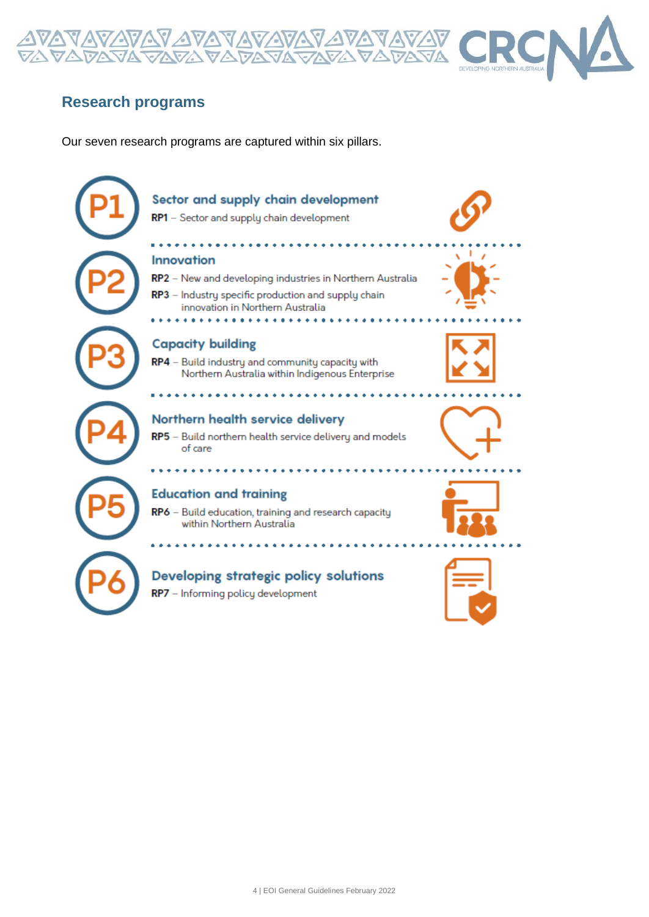## Research programs

Our seven research programs are captured within six pillars.

**P1**

### Sector and supply chain development

**RP1** – Sector and supply chain development

**P2**

### Innovation

**RP2** – New and developing industries in Northern Australia

**RP3** – Industry specific production and supply chain innovation in Northern Australia

**P3**

### Capacity building

**RP4** – Build industry and community capacity with Northern Australia within Indigenous Enterprise

**P4**

### Northern health service delivery

**RP5** – Build northern health service delivery and models of care

**P5**

### Education and training

**RP6** – Build education, training and research capacity within Northern Australia

**P6**

### Developing strategic policy solutions

**RP7** – Informing policy development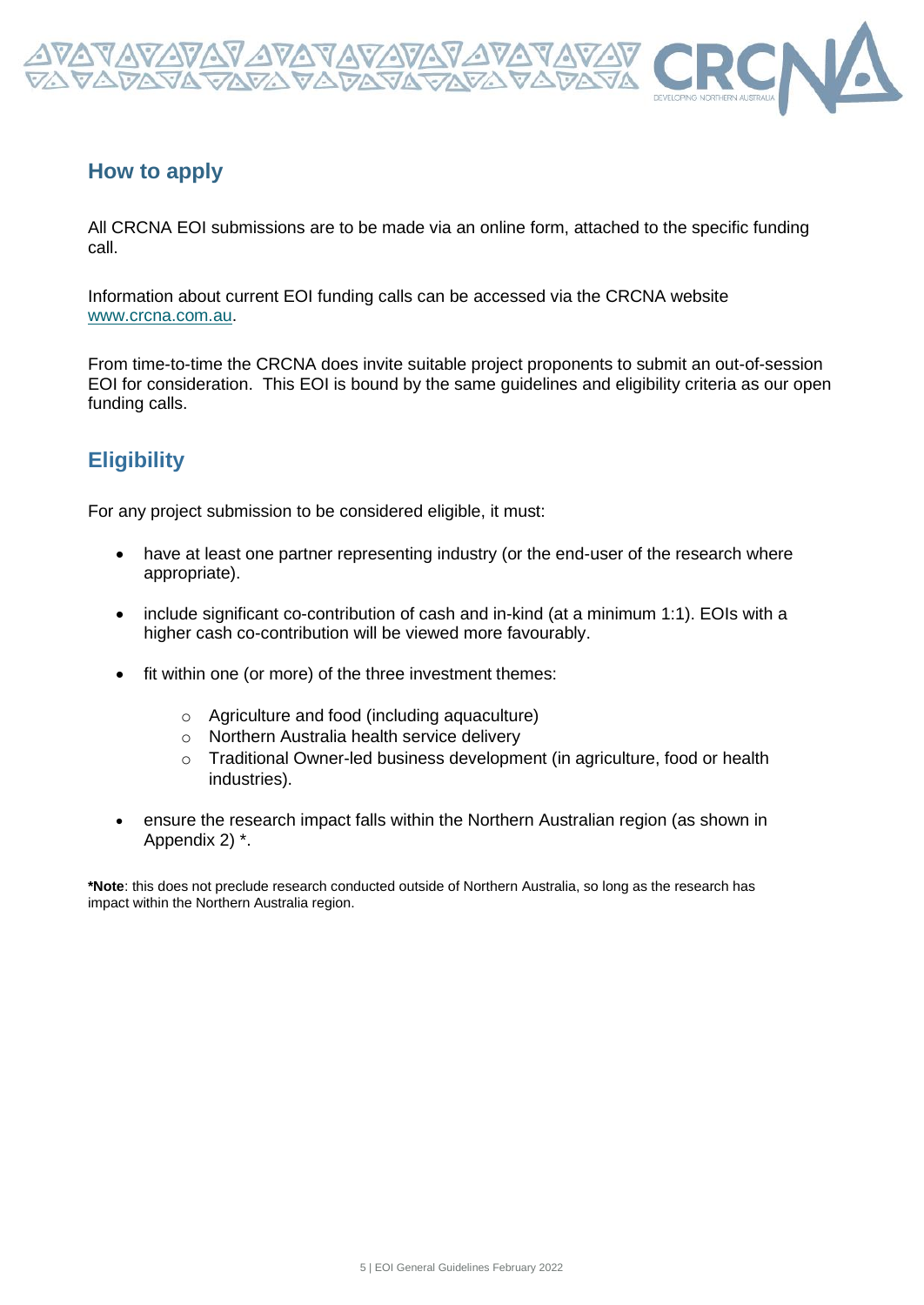## How to apply

All CRCNA EOI submissions are to be made via an online form, attached to the specific funding call.

Information about current EOI funding calls can be accessed via the CRCNA website www.crcna.com.au.

From time-to-time the CRCNA does invite suitable project proponents to submit an out-of-session EOI for consideration. This EOI is bound by the same guidelines and eligibility criteria as our open funding calls.

## Eligibility

For any project submission to be considered eligible, it must:

- have at least one partner representing industry (or the end-user of the research where appropriate).
- include significant co-contribution of cash and in-kind (at a minimum 1:1). EOIs with a higher cash co-contribution will be viewed more favourably.
- fit within one (or more) of the three investment themes:
  - Agriculture and food (including aquaculture)
  - Northern Australia health service delivery
  - Traditional Owner-led business development (in agriculture, food or health industries).
- ensure the research impact falls within the Northern Australian region (as shown in Appendix 2) *.

**\*Note**: this does not preclude research conducted outside of Northern Australia, so long as the research has impact within the Northern Australia region.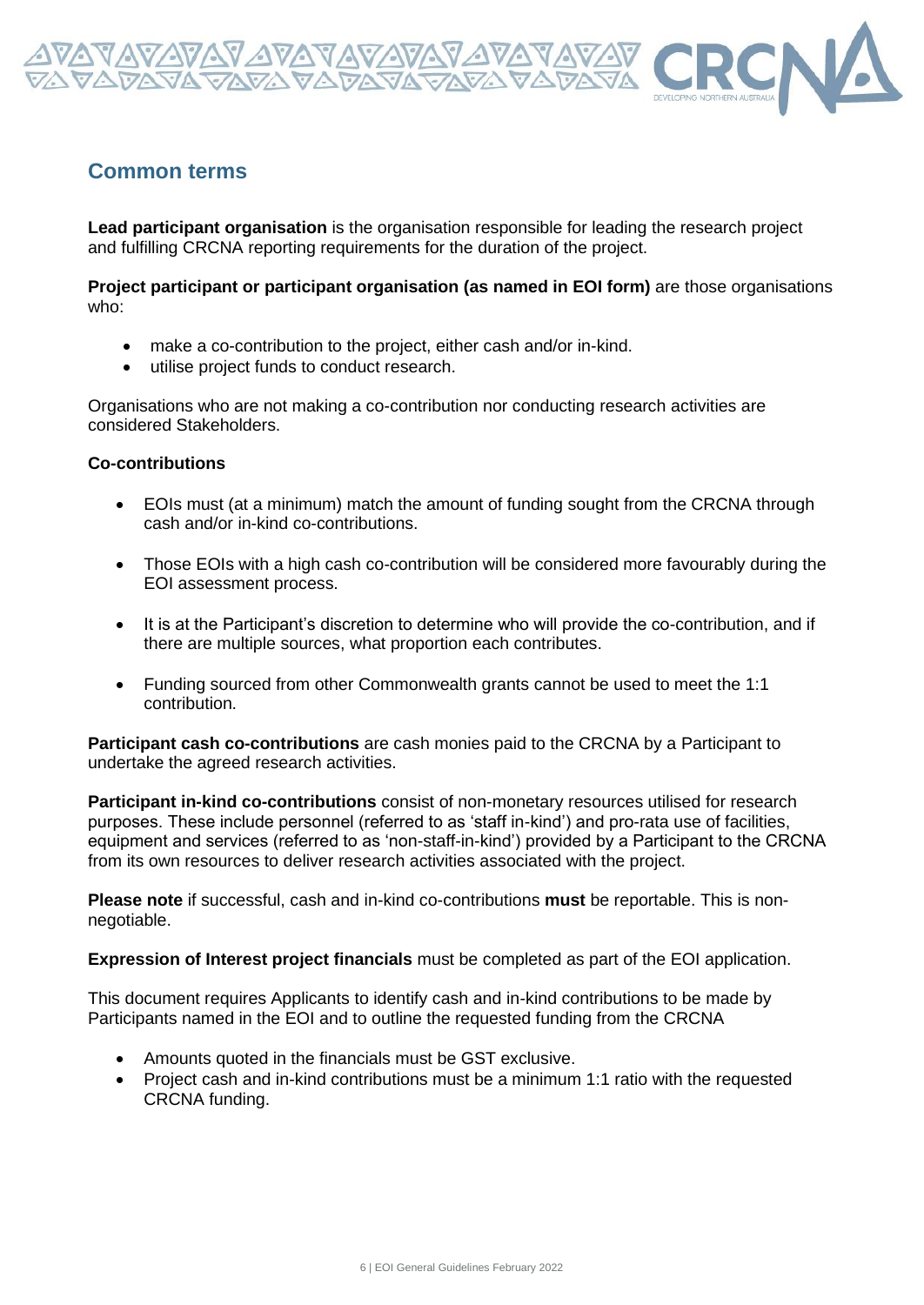## Common terms

**Lead participant organisation** is the organisation responsible for leading the research project and fulfilling CRCNA reporting requirements for the duration of the project.

**Project participant or participant organisation (as named in EOI form)** are those organisations who:

- make a co-contribution to the project, either cash and/or in-kind.
- utilise project funds to conduct research.

Organisations who are not making a co-contribution nor conducting research activities are considered Stakeholders.

**Co-contributions**

- EOIs must (at a minimum) match the amount of funding sought from the CRCNA through cash and/or in-kind co-contributions.
- Those EOIs with a high cash co-contribution will be considered more favourably during the EOI assessment process.
- It is at the Participant's discretion to determine who will provide the co-contribution, and if there are multiple sources, what proportion each contributes.
- Funding sourced from other Commonwealth grants cannot be used to meet the 1:1 contribution.

**Participant cash co-contributions** are cash monies paid to the CRCNA by a Participant to undertake the agreed research activities.

**Participant in-kind co-contributions** consist of non-monetary resources utilised for research purposes. These include personnel (referred to as 'staff in-kind') and pro-rata use of facilities, equipment and services (referred to as 'non-staff-in-kind') provided by a Participant to the CRCNA from its own resources to deliver research activities associated with the project.

**Please note** if successful, cash and in-kind co-contributions **must** be reportable. This is non-negotiable.

**Expression of Interest project financials** must be completed as part of the EOI application.

This document requires Applicants to identify cash and in-kind contributions to be made by Participants named in the EOI and to outline the requested funding from the CRCNA

- Amounts quoted in the financials must be GST exclusive.
- Project cash and in-kind contributions must be a minimum 1:1 ratio with the requested CRCNA funding.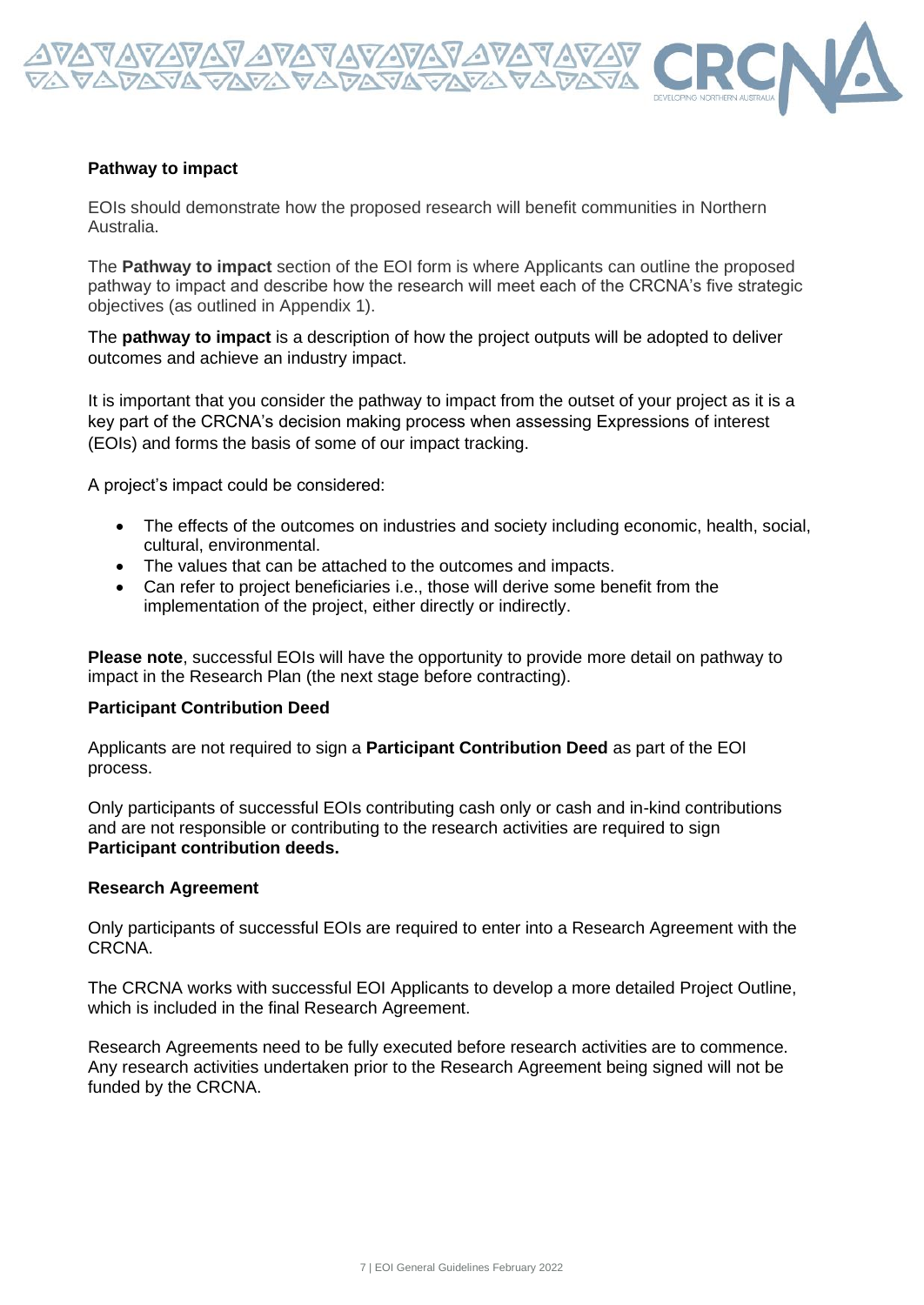**Pathway to impact**

EOIs should demonstrate how the proposed research will benefit communities in Northern Australia.

The **Pathway to impact** section of the EOI form is where Applicants can outline the proposed pathway to impact and describe how the research will meet each of the CRCNA's five strategic objectives (as outlined in Appendix 1).

The **pathway to impact** is a description of how the project outputs will be adopted to deliver outcomes and achieve an industry impact.

It is important that you consider the pathway to impact from the outset of your project as it is a key part of the CRCNA's decision making process when assessing Expressions of interest (EOIs) and forms the basis of some of our impact tracking.

A project's impact could be considered:

- The effects of the outcomes on industries and society including economic, health, social, cultural, environmental.
- The values that can be attached to the outcomes and impacts.
- Can refer to project beneficiaries i.e., those will derive some benefit from the implementation of the project, either directly or indirectly.

**Please note**, successful EOIs will have the opportunity to provide more detail on pathway to impact in the Research Plan (the next stage before contracting).

**Participant Contribution Deed**

Applicants are not required to sign a **Participant Contribution Deed** as part of the EOI process.

Only participants of successful EOIs contributing cash only or cash and in-kind contributions and are not responsible or contributing to the research activities are required to sign **Participant contribution deeds.**

**Research Agreement**

Only participants of successful EOIs are required to enter into a Research Agreement with the CRCNA.

The CRCNA works with successful EOI Applicants to develop a more detailed Project Outline, which is included in the final Research Agreement.

Research Agreements need to be fully executed before research activities are to commence. Any research activities undertaken prior to the Research Agreement being signed will not be funded by the CRCNA.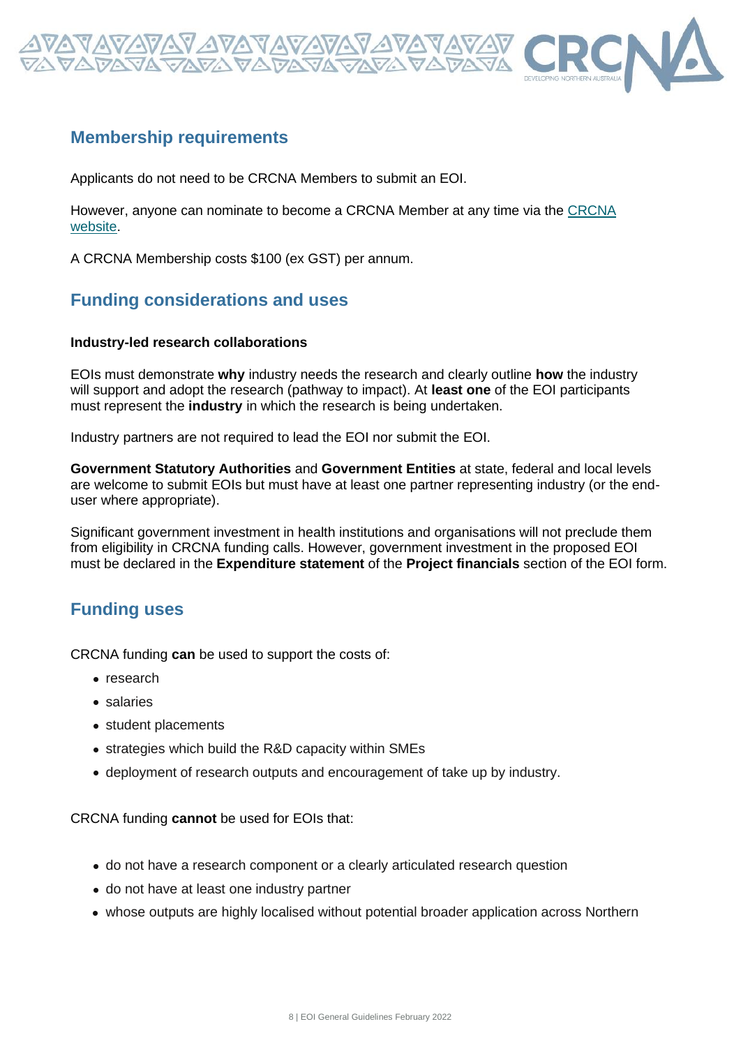## Membership requirements

Applicants do not need to be CRCNA Members to submit an EOI.

However, anyone can nominate to become a CRCNA Member at any time via the CRCNA website.

A CRCNA Membership costs $100 (ex GST) per annum.

## Funding considerations and uses

### Industry-led research collaborations

EOIs must demonstrate **why** industry needs the research and clearly outline **how** the industry will support and adopt the research (pathway to impact). At **least one** of the EOI participants must represent the **industry** in which the research is being undertaken.

Industry partners are not required to lead the EOI nor submit the EOI.

**Government Statutory Authorities** and **Government Entities** at state, federal and local levels are welcome to submit EOIs but must have at least one partner representing industry (or the end-user where appropriate).

Significant government investment in health institutions and organisations will not preclude them from eligibility in CRCNA funding calls. However, government investment in the proposed EOI must be declared in the **Expenditure statement** of the **Project financials** section of the EOI form.

## Funding uses

CRCNA funding **can** be used to support the costs of:

- research
- salaries
- student placements
- strategies which build the R&D capacity within SMEs
- deployment of research outputs and encouragement of take up by industry.

CRCNA funding **cannot** be used for EOIs that:

- do not have a research component or a clearly articulated research question
- do not have at least one industry partner
- whose outputs are highly localised without potential broader application across Northern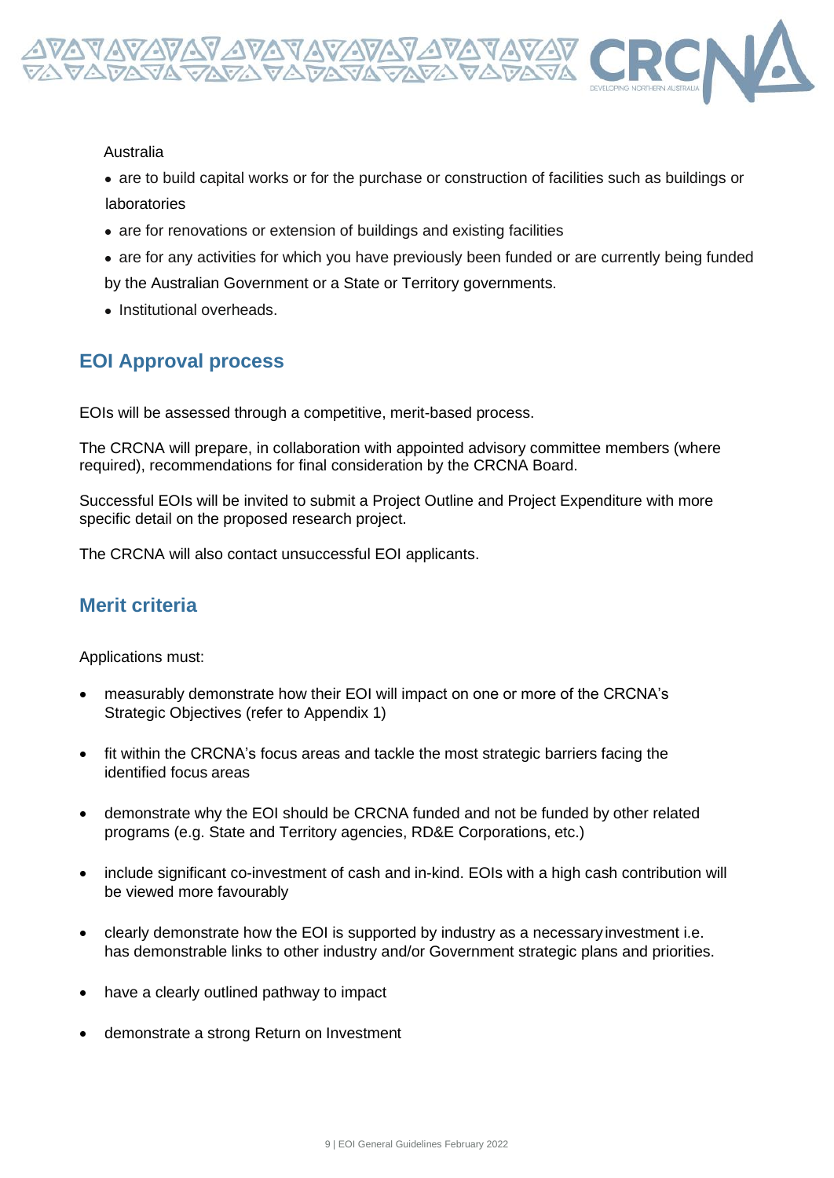Australia

- are to build capital works or for the purchase or construction of facilities such as buildings or laboratories
- are for renovations or extension of buildings and existing facilities
- are for any activities for which you have previously been funded or are currently being funded by the Australian Government or a State or Territory governments.
- Institutional overheads.

## EOI Approval process

EOIs will be assessed through a competitive, merit-based process.

The CRCNA will prepare, in collaboration with appointed advisory committee members (where required), recommendations for final consideration by the CRCNA Board.

Successful EOIs will be invited to submit a Project Outline and Project Expenditure with more specific detail on the proposed research project.

The CRCNA will also contact unsuccessful EOI applicants.

## Merit criteria

Applications must:

- measurably demonstrate how their EOI will impact on one or more of the CRCNA's Strategic Objectives (refer to Appendix 1)
- fit within the CRCNA's focus areas and tackle the most strategic barriers facing the identified focus areas
- demonstrate why the EOI should be CRCNA funded and not be funded by other related programs (e.g. State and Territory agencies, RD&E Corporations, etc.)
- include significant co-investment of cash and in-kind. EOIs with a high cash contribution will be viewed more favourably
- clearly demonstrate how the EOI is supported by industry as a necessary investment i.e. has demonstrable links to other industry and/or Government strategic plans and priorities.
- have a clearly outlined pathway to impact
- demonstrate a strong Return on Investment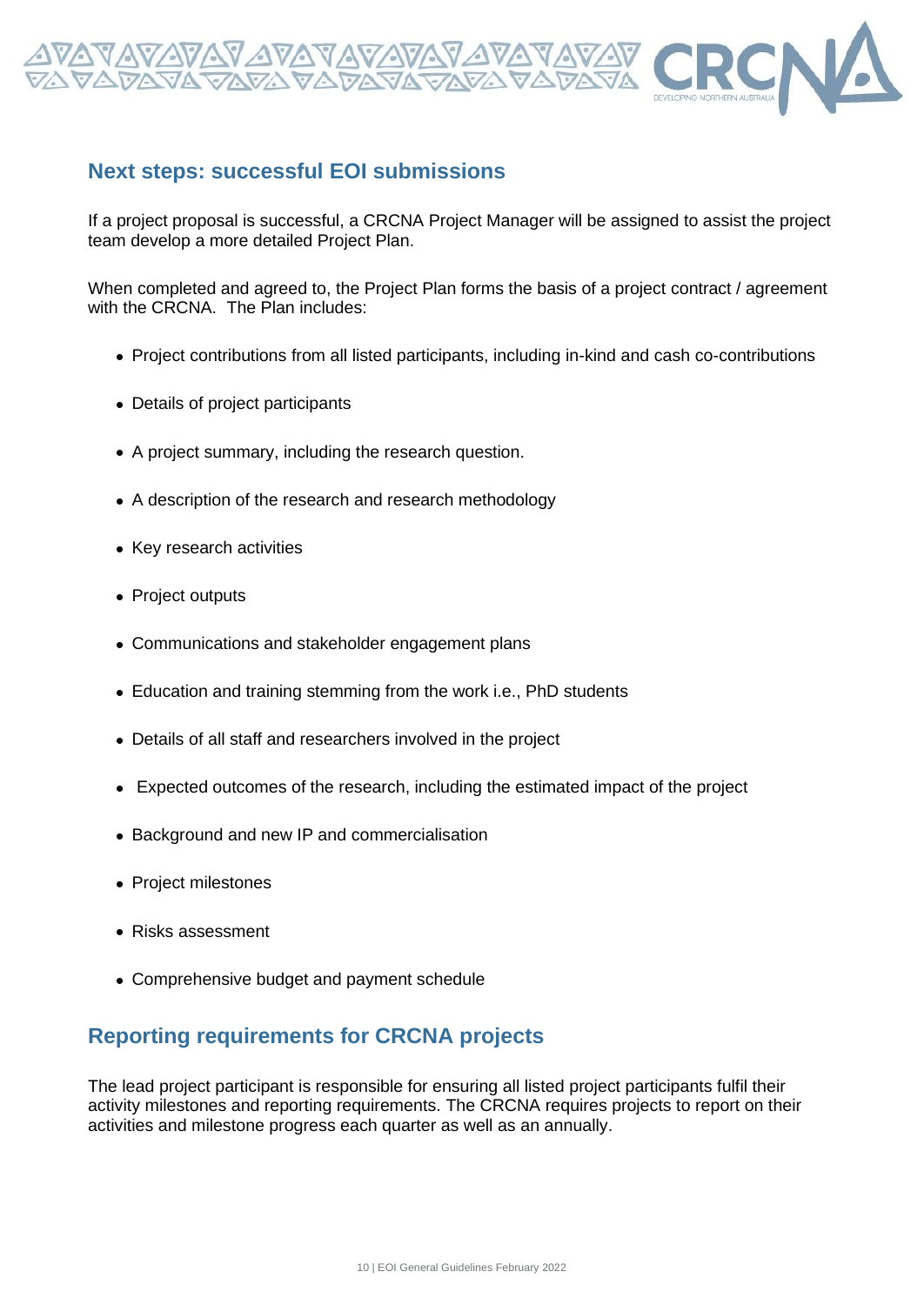## Next steps: successful EOI submissions

If a project proposal is successful, a CRCNA Project Manager will be assigned to assist the project team develop a more detailed Project Plan.

When completed and agreed to, the Project Plan forms the basis of a project contract / agreement with the CRCNA. The Plan includes:

- Project contributions from all listed participants, including in-kind and cash co-contributions
- Details of project participants
- A project summary, including the research question.
- A description of the research and research methodology
- Key research activities
- Project outputs
- Communications and stakeholder engagement plans
- Education and training stemming from the work i.e., PhD students
- Details of all staff and researchers involved in the project
- Expected outcomes of the research, including the estimated impact of the project
- Background and new IP and commercialisation
- Project milestones
- Risks assessment
- Comprehensive budget and payment schedule

## Reporting requirements for CRCNA projects

The lead project participant is responsible for ensuring all listed project participants fulfil their activity milestones and reporting requirements. The CRCNA requires projects to report on their activities and milestone progress each quarter as well as an annually.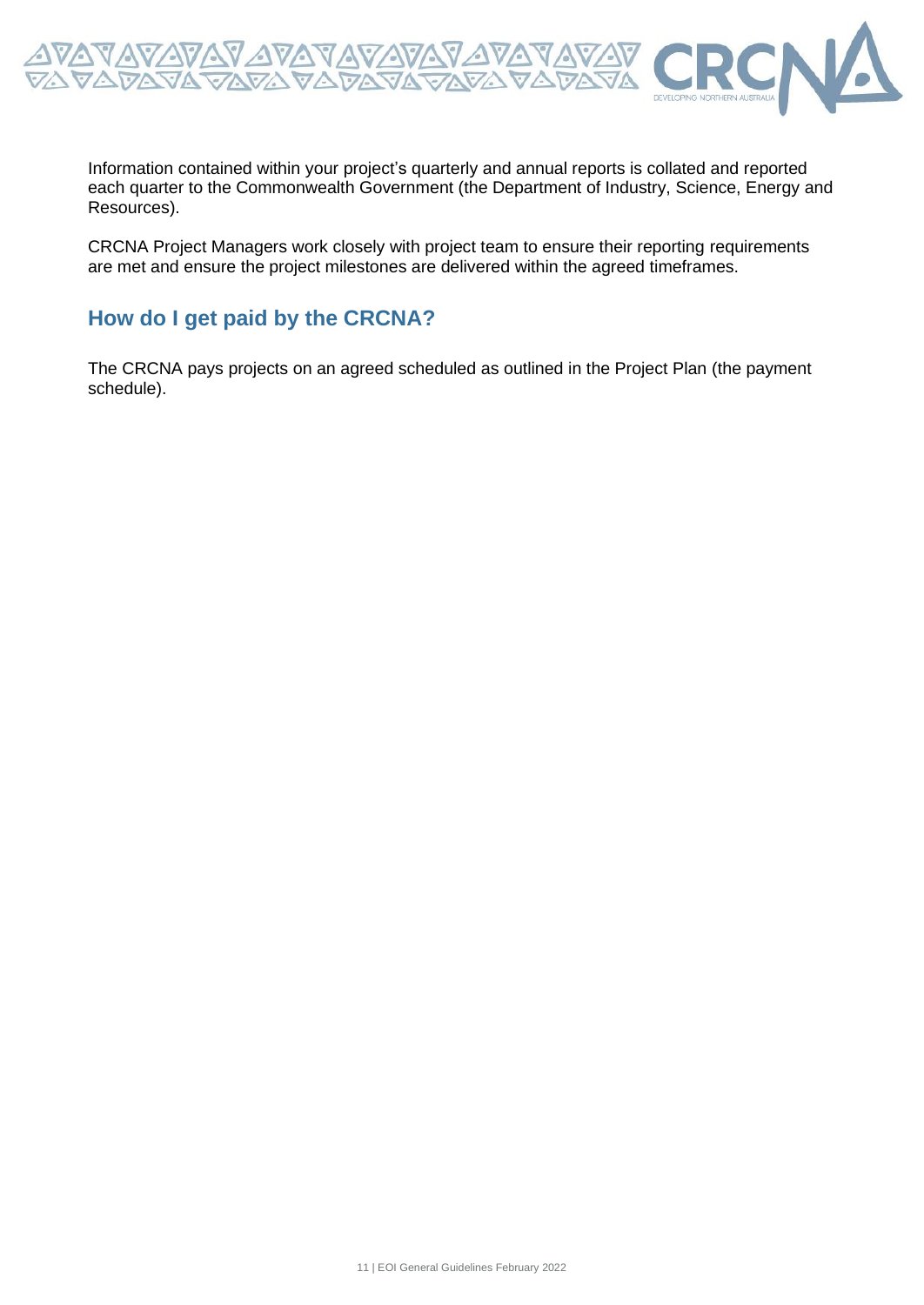Information contained within your project's quarterly and annual reports is collated and reported each quarter to the Commonwealth Government (the Department of Industry, Science, Energy and Resources).

CRCNA Project Managers work closely with project team to ensure their reporting requirements are met and ensure the project milestones are delivered within the agreed timeframes.

## How do I get paid by the CRCNA?

The CRCNA pays projects on an agreed scheduled as outlined in the Project Plan (the payment schedule).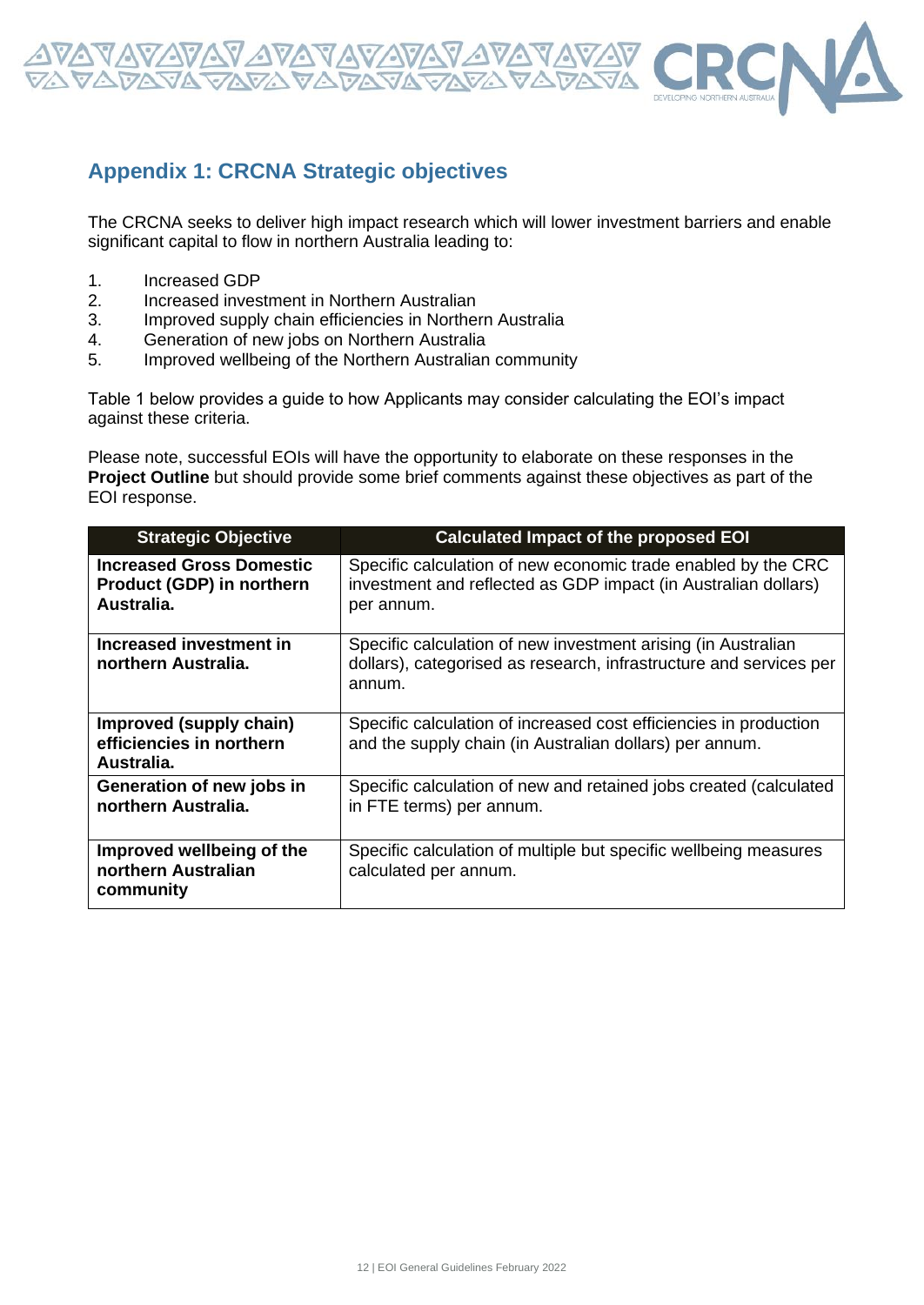## Appendix 1: CRCNA Strategic objectives

The CRCNA seeks to deliver high impact research which will lower investment barriers and enable significant capital to flow in northern Australia leading to:

1. Increased GDP
2. Increased investment in Northern Australian
3. Improved supply chain efficiencies in Northern Australia
4. Generation of new jobs on Northern Australia
5. Improved wellbeing of the Northern Australian community

Table 1 below provides a guide to how Applicants may consider calculating the EOI's impact against these criteria.

Please note, successful EOIs will have the opportunity to elaborate on these responses in the **Project Outline** but should provide some brief comments against these objectives as part of the EOI response.

| Strategic Objective | Calculated Impact of the proposed EOI |
|---|---|
| **Increased Gross Domestic Product (GDP) in northern Australia.** | Specific calculation of new economic trade enabled by the CRC investment and reflected as GDP impact (in Australian dollars) per annum. |
| **Increased investment in northern Australia.** | Specific calculation of new investment arising (in Australian dollars), categorised as research, infrastructure and services per annum. |
| **Improved (supply chain) efficiencies in northern Australia.** | Specific calculation of increased cost efficiencies in production and the supply chain (in Australian dollars) per annum. |
| **Generation of new jobs in northern Australia.** | Specific calculation of new and retained jobs created (calculated in FTE terms) per annum. |
| **Improved wellbeing of the northern Australian community** | Specific calculation of multiple but specific wellbeing measures calculated per annum. |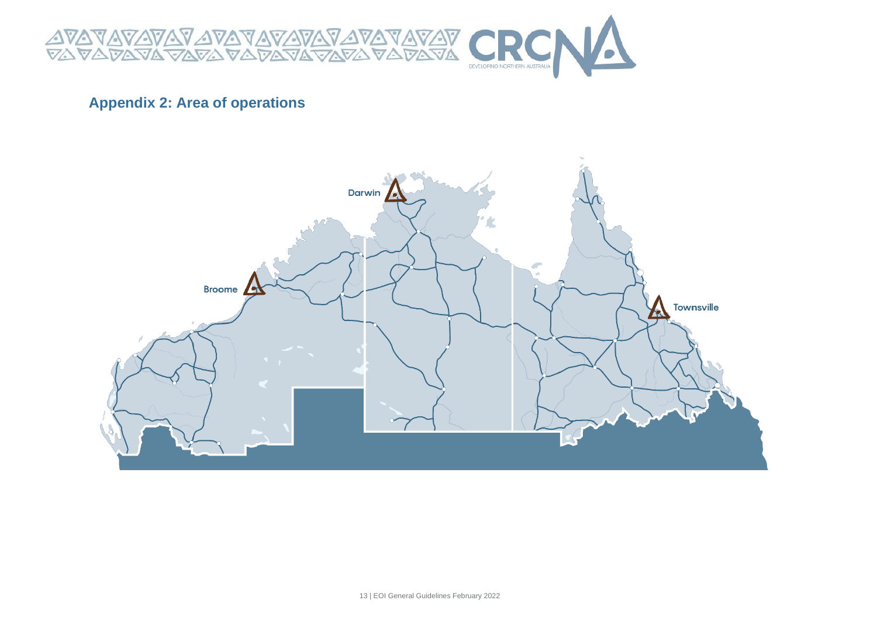## Appendix 2: Area of operations

Darwin

Broome

Townsville